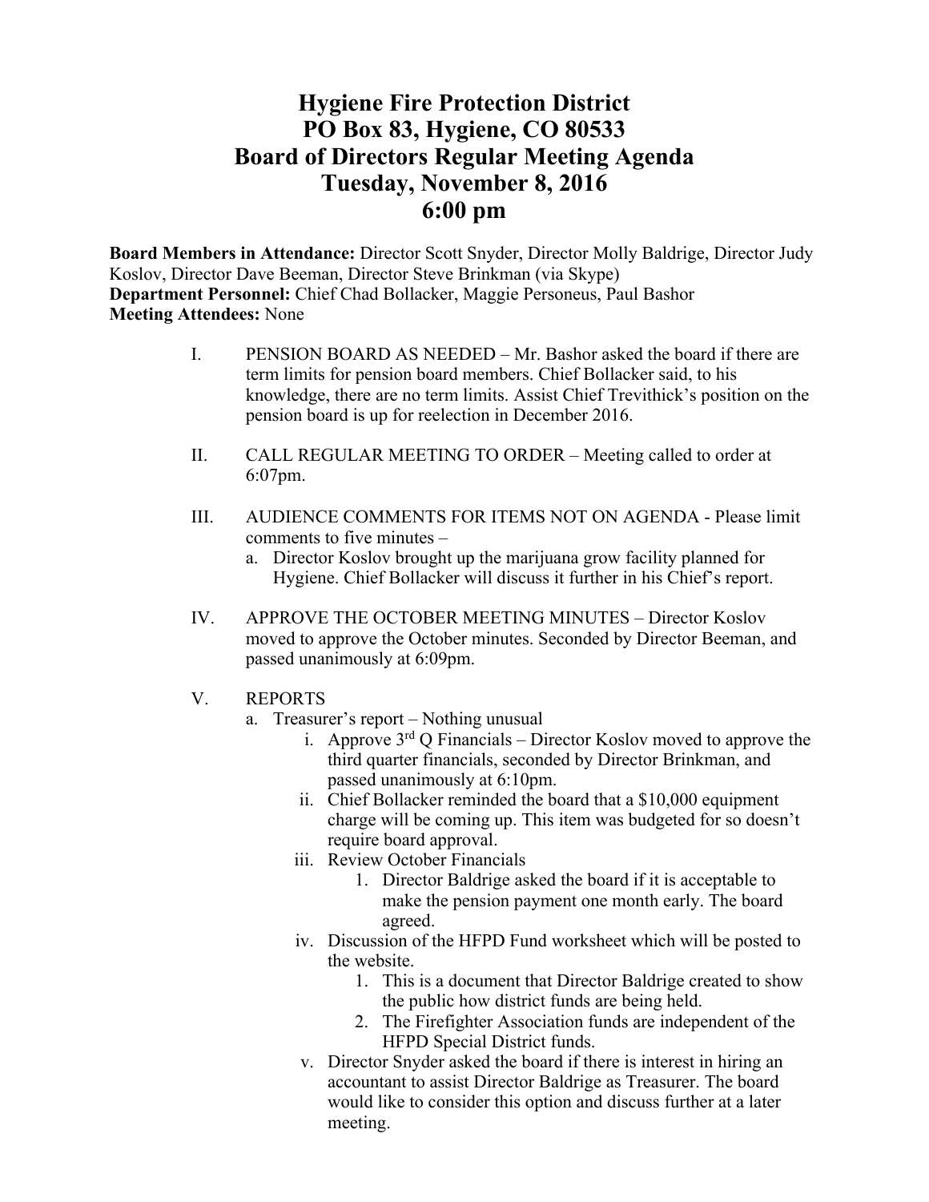# Hygiene Fire Protection District
# PO Box 83, Hygiene, CO 80533
# Board of Directors Regular Meeting Agenda
# Tuesday, November 8, 2016
# 6:00 pm

**Board Members in Attendance:** Director Scott Snyder, Director Molly Baldrige, Director Judy Koslov, Director Dave Beeman, Director Steve Brinkman (via Skype)
**Department Personnel:** Chief Chad Bollacker, Maggie Personeus, Paul Bashor
**Meeting Attendees:** None

I. PENSION BOARD AS NEEDED – Mr. Bashor asked the board if there are term limits for pension board members. Chief Bollacker said, to his knowledge, there are no term limits. Assist Chief Trevithick's position on the pension board is up for reelection in December 2016.

II. CALL REGULAR MEETING TO ORDER – Meeting called to order at 6:07pm.

III. AUDIENCE COMMENTS FOR ITEMS NOT ON AGENDA - Please limit comments to five minutes –
   a. Director Koslov brought up the marijuana grow facility planned for Hygiene. Chief Bollacker will discuss it further in his Chief's report.

IV. APPROVE THE OCTOBER MEETING MINUTES – Director Koslov moved to approve the October minutes. Seconded by Director Beeman, and passed unanimously at 6:09pm.

V. REPORTS
   a. Treasurer's report – Nothing unusual
      i. Approve 3rd Q Financials – Director Koslov moved to approve the third quarter financials, seconded by Director Brinkman, and passed unanimously at 6:10pm.
      ii. Chief Bollacker reminded the board that a $10,000 equipment charge will be coming up. This item was budgeted for so doesn't require board approval.
      iii. Review October Financials
         1. Director Baldrige asked the board if it is acceptable to make the pension payment one month early. The board agreed.
      iv. Discussion of the HFPD Fund worksheet which will be posted to the website.
         1. This is a document that Director Baldrige created to show the public how district funds are being held.
         2. The Firefighter Association funds are independent of the HFPD Special District funds.
      v. Director Snyder asked the board if there is interest in hiring an accountant to assist Director Baldrige as Treasurer. The board would like to consider this option and discuss further at a later meeting.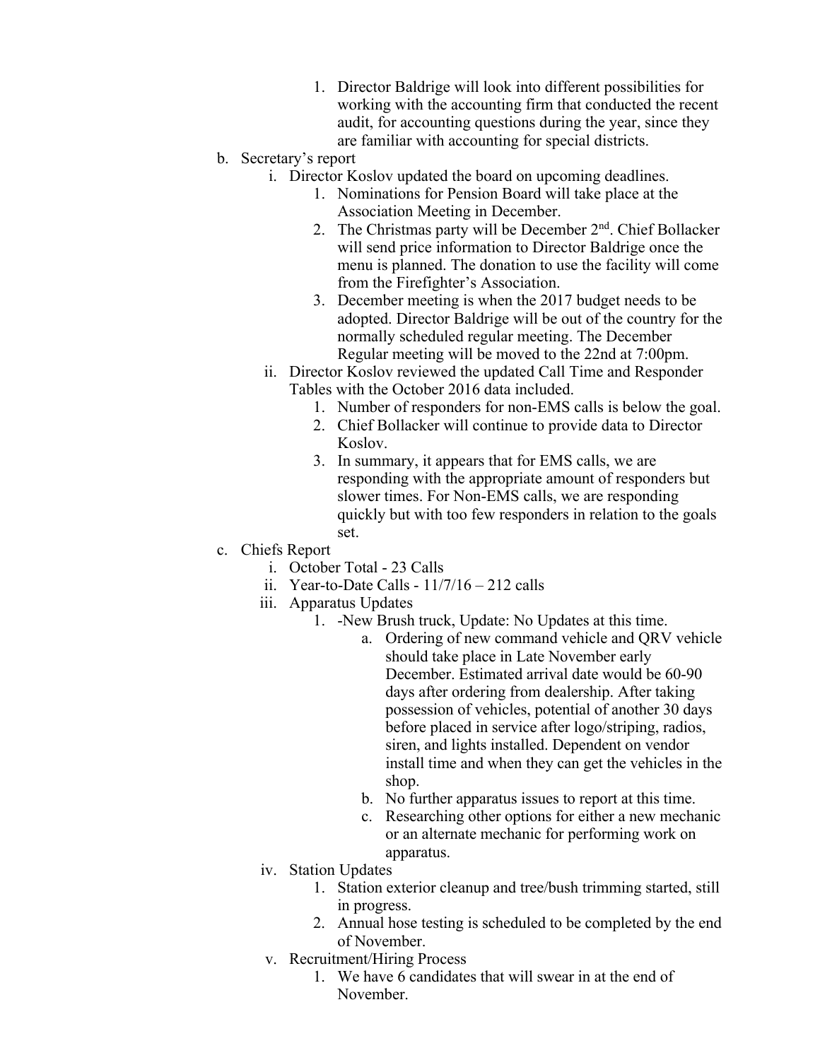1. Director Baldrige will look into different possibilities for working with the accounting firm that conducted the recent audit, for accounting questions during the year, since they are familiar with accounting for special districts.

b. Secretary's report
    i. Director Koslov updated the board on upcoming deadlines.
        1. Nominations for Pension Board will take place at the Association Meeting in December.
        2. The Christmas party will be December 2nd. Chief Bollacker will send price information to Director Baldrige once the menu is planned. The donation to use the facility will come from the Firefighter's Association.
        3. December meeting is when the 2017 budget needs to be adopted. Director Baldrige will be out of the country for the normally scheduled regular meeting. The December Regular meeting will be moved to the 22nd at 7:00pm.
    ii. Director Koslov reviewed the updated Call Time and Responder Tables with the October 2016 data included.
        1. Number of responders for non-EMS calls is below the goal.
        2. Chief Bollacker will continue to provide data to Director Koslov.
        3. In summary, it appears that for EMS calls, we are responding with the appropriate amount of responders but slower times. For Non-EMS calls, we are responding quickly but with too few responders in relation to the goals set.

c. Chiefs Report
    i. October Total - 23 Calls
    ii. Year-to-Date Calls - 11/7/16 – 212 calls
    iii. Apparatus Updates
        1. -New Brush truck, Update: No Updates at this time.
            a. Ordering of new command vehicle and QRV vehicle should take place in Late November early December. Estimated arrival date would be 60-90 days after ordering from dealership. After taking possession of vehicles, potential of another 30 days before placed in service after logo/striping, radios, siren, and lights installed. Dependent on vendor install time and when they can get the vehicles in the shop.
            b. No further apparatus issues to report at this time.
            c. Researching other options for either a new mechanic or an alternate mechanic for performing work on apparatus.
    iv. Station Updates
        1. Station exterior cleanup and tree/bush trimming started, still in progress.
        2. Annual hose testing is scheduled to be completed by the end of November.
    v. Recruitment/Hiring Process
        1. We have 6 candidates that will swear in at the end of November.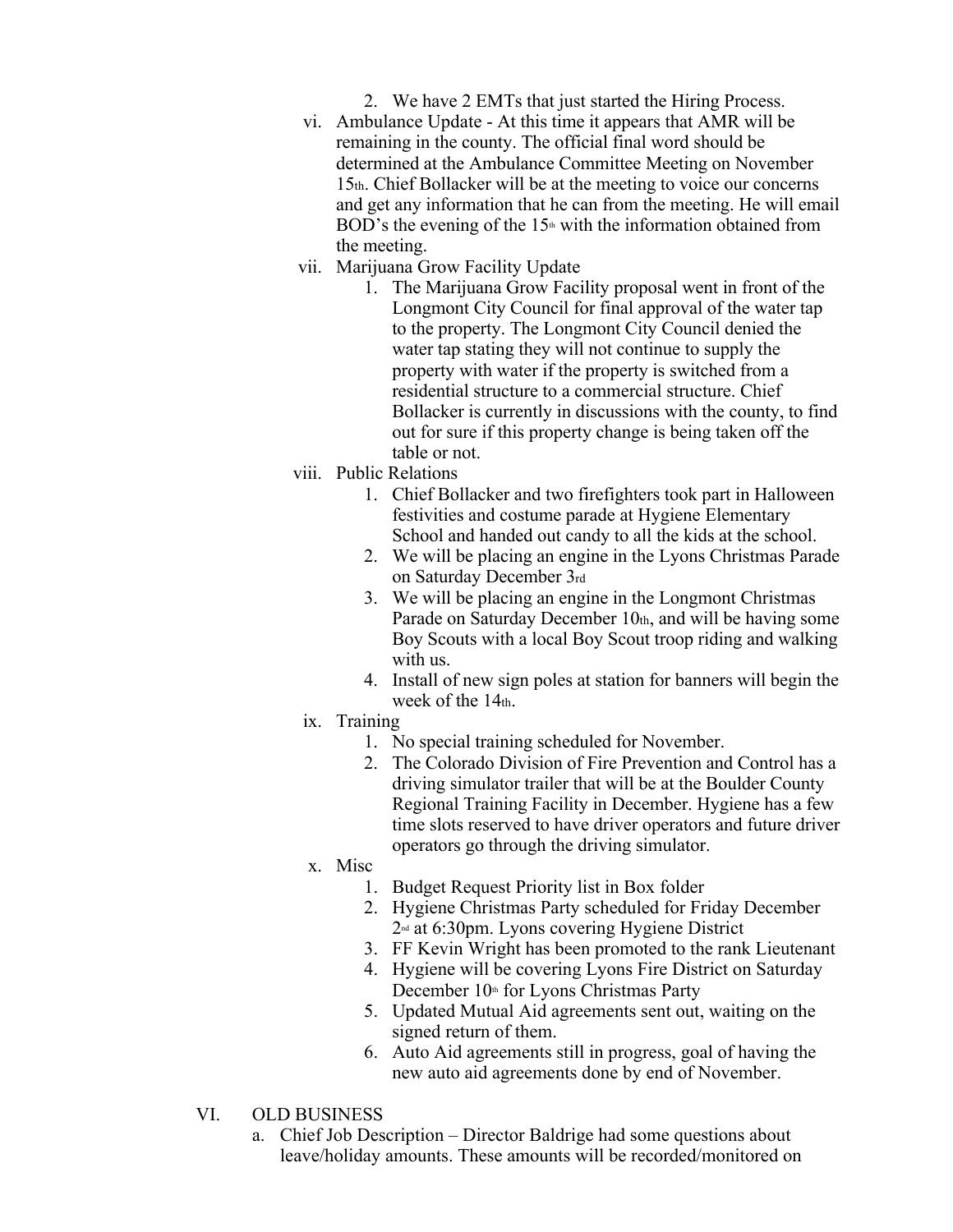2. We have 2 EMTs that just started the Hiring Process.

vi. Ambulance Update - At this time it appears that AMR will be remaining in the county. The official final word should be determined at the Ambulance Committee Meeting on November 15th. Chief Bollacker will be at the meeting to voice our concerns and get any information that he can from the meeting. He will email BOD's the evening of the 15th with the information obtained from the meeting.

vii. Marijuana Grow Facility Update

1. The Marijuana Grow Facility proposal went in front of the Longmont City Council for final approval of the water tap to the property. The Longmont City Council denied the water tap stating they will not continue to supply the property with water if the property is switched from a residential structure to a commercial structure. Chief Bollacker is currently in discussions with the county, to find out for sure if this property change is being taken off the table or not.

viii. Public Relations

1. Chief Bollacker and two firefighters took part in Halloween festivities and costume parade at Hygiene Elementary School and handed out candy to all the kids at the school.
2. We will be placing an engine in the Lyons Christmas Parade on Saturday December 3rd
3. We will be placing an engine in the Longmont Christmas Parade on Saturday December 10th, and will be having some Boy Scouts with a local Boy Scout troop riding and walking with us.
4. Install of new sign poles at station for banners will begin the week of the 14th.

ix. Training

1. No special training scheduled for November.
2. The Colorado Division of Fire Prevention and Control has a driving simulator trailer that will be at the Boulder County Regional Training Facility in December. Hygiene has a few time slots reserved to have driver operators and future driver operators go through the driving simulator.

x. Misc

1. Budget Request Priority list in Box folder
2. Hygiene Christmas Party scheduled for Friday December 2nd at 6:30pm. Lyons covering Hygiene District
3. FF Kevin Wright has been promoted to the rank Lieutenant
4. Hygiene will be covering Lyons Fire District on Saturday December 10th for Lyons Christmas Party
5. Updated Mutual Aid agreements sent out, waiting on the signed return of them.
6. Auto Aid agreements still in progress, goal of having the new auto aid agreements done by end of November.

## VI. OLD BUSINESS

a. Chief Job Description – Director Baldrige had some questions about leave/holiday amounts. These amounts will be recorded/monitored on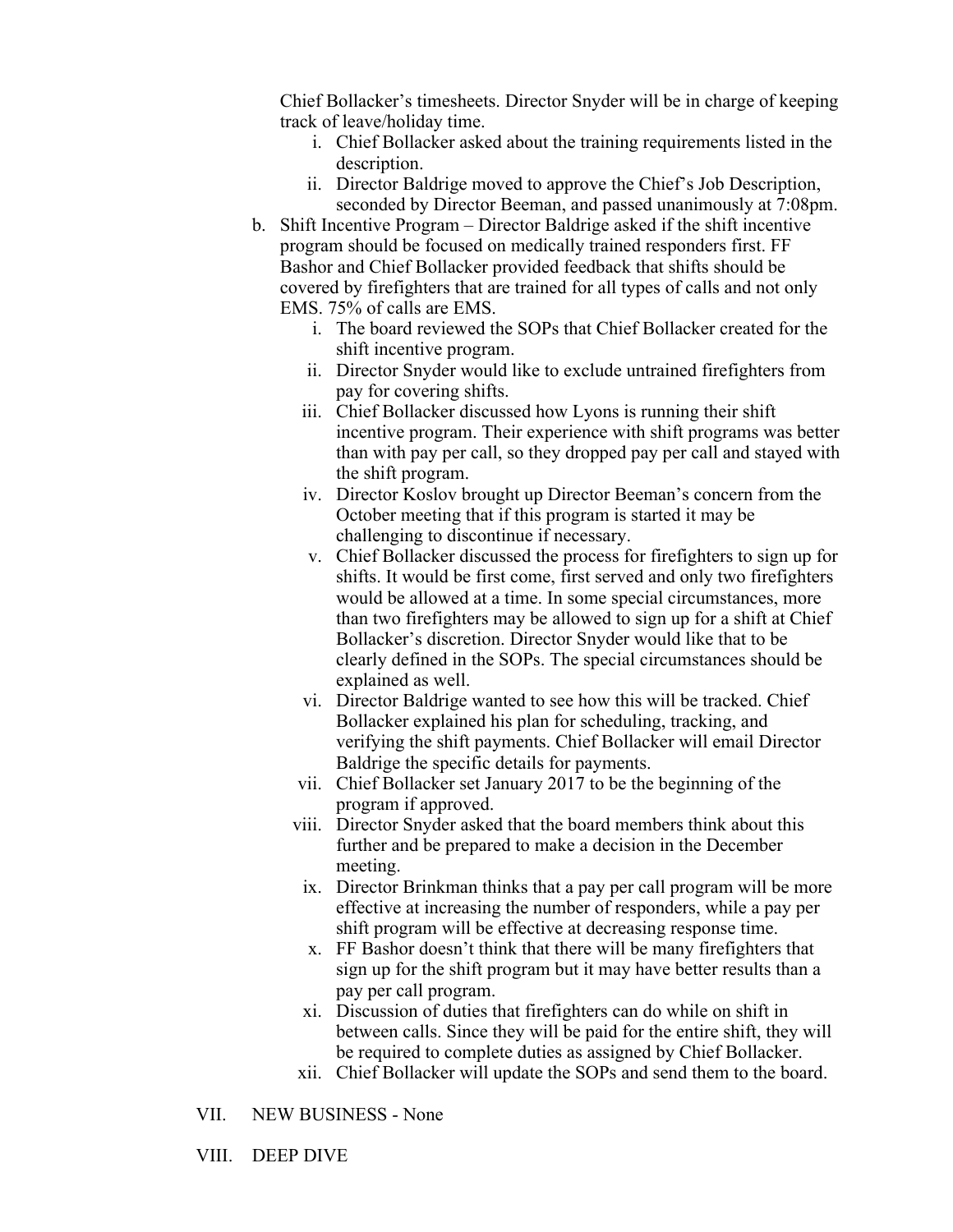Chief Bollacker's timesheets. Director Snyder will be in charge of keeping track of leave/holiday time.

   i. Chief Bollacker asked about the training requirements listed in the description.
   ii. Director Baldrige moved to approve the Chief's Job Description, seconded by Director Beeman, and passed unanimously at 7:08pm.

b. Shift Incentive Program – Director Baldrige asked if the shift incentive program should be focused on medically trained responders first. FF Bashor and Chief Bollacker provided feedback that shifts should be covered by firefighters that are trained for all types of calls and not only EMS. 75% of calls are EMS.

   i. The board reviewed the SOPs that Chief Bollacker created for the shift incentive program.
   ii. Director Snyder would like to exclude untrained firefighters from pay for covering shifts.
   iii. Chief Bollacker discussed how Lyons is running their shift incentive program. Their experience with shift programs was better than with pay per call, so they dropped pay per call and stayed with the shift program.
   iv. Director Koslov brought up Director Beeman's concern from the October meeting that if this program is started it may be challenging to discontinue if necessary.
   v. Chief Bollacker discussed the process for firefighters to sign up for shifts. It would be first come, first served and only two firefighters would be allowed at a time. In some special circumstances, more than two firefighters may be allowed to sign up for a shift at Chief Bollacker's discretion. Director Snyder would like that to be clearly defined in the SOPs. The special circumstances should be explained as well.
   vi. Director Baldrige wanted to see how this will be tracked. Chief Bollacker explained his plan for scheduling, tracking, and verifying the shift payments. Chief Bollacker will email Director Baldrige the specific details for payments.
   vii. Chief Bollacker set January 2017 to be the beginning of the program if approved.
   viii. Director Snyder asked that the board members think about this further and be prepared to make a decision in the December meeting.
   ix. Director Brinkman thinks that a pay per call program will be more effective at increasing the number of responders, while a pay per shift program will be effective at decreasing response time.
   x. FF Bashor doesn't think that there will be many firefighters that sign up for the shift program but it may have better results than a pay per call program.
   xi. Discussion of duties that firefighters can do while on shift in between calls. Since they will be paid for the entire shift, they will be required to complete duties as assigned by Chief Bollacker.
   xii. Chief Bollacker will update the SOPs and send them to the board.

VII. NEW BUSINESS - None

VIII. DEEP DIVE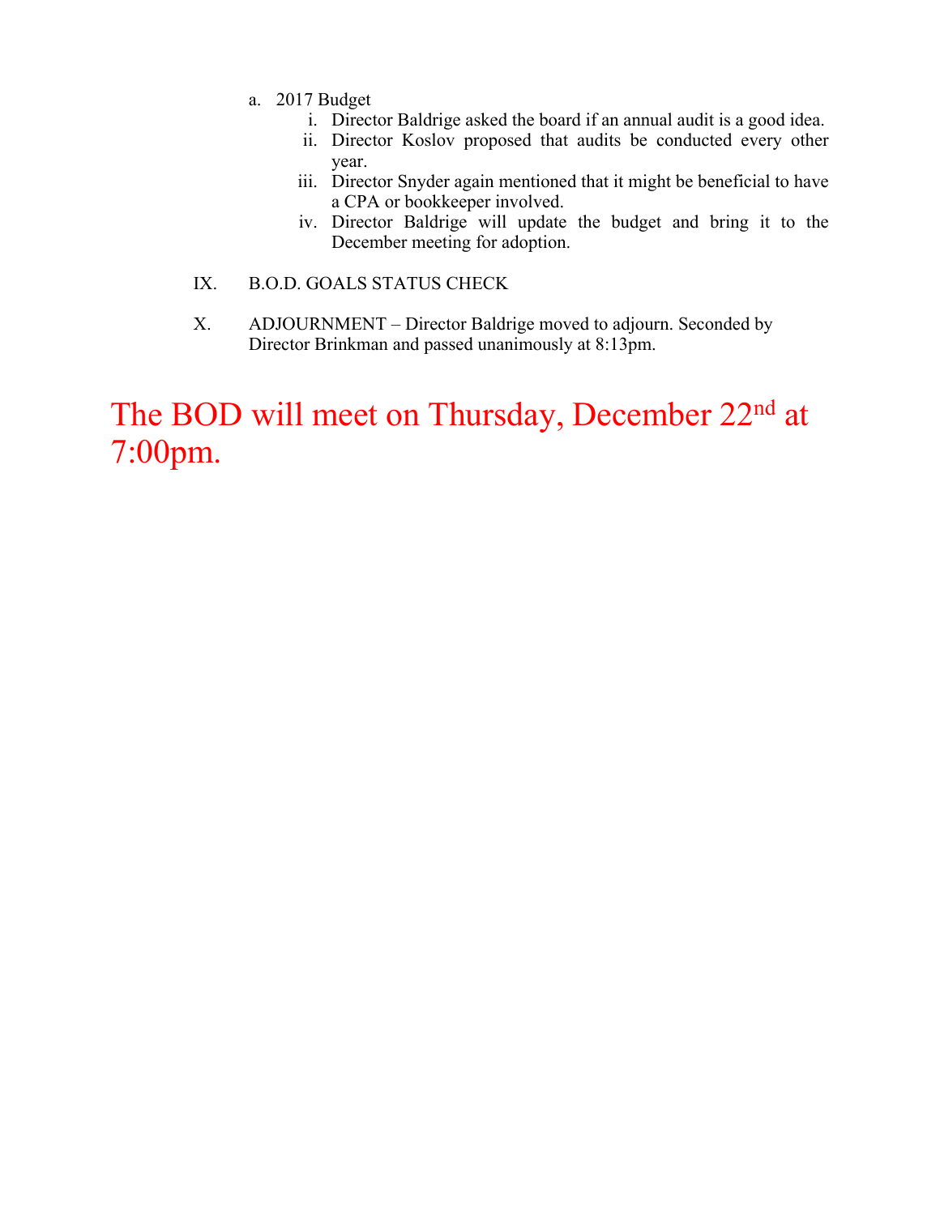a. 2017 Budget
    i. Director Baldrige asked the board if an annual audit is a good idea.
    ii. Director Koslov proposed that audits be conducted every other year.
    iii. Director Snyder again mentioned that it might be beneficial to have a CPA or bookkeeper involved.
    iv. Director Baldrige will update the budget and bring it to the December meeting for adoption.

IX. B.O.D. GOALS STATUS CHECK

X. ADJOURNMENT – Director Baldrige moved to adjourn. Seconded by Director Brinkman and passed unanimously at 8:13pm.

**The BOD will meet on Thursday, December 22nd at 7:00pm.**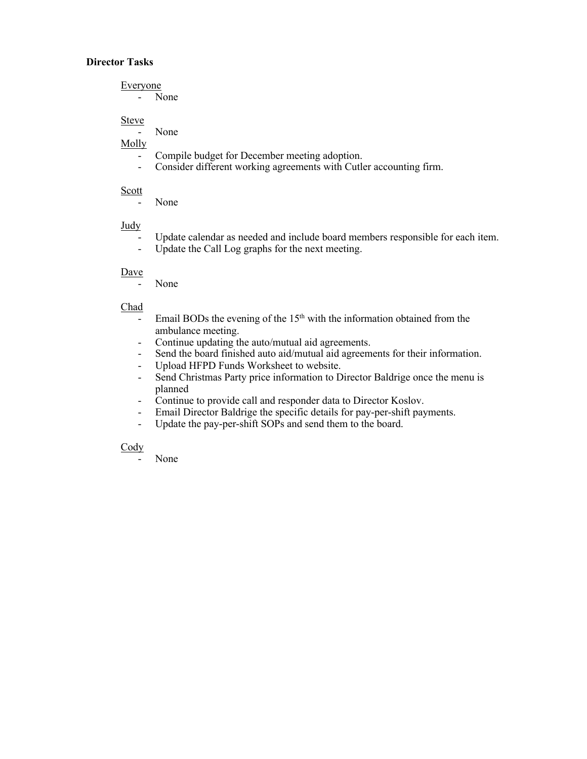**Director Tasks**

Everyone
- None

Steve
- None

Molly
- Compile budget for December meeting adoption.
- Consider different working agreements with Cutler accounting firm.

Scott
- None

Judy
- Update calendar as needed and include board members responsible for each item.
- Update the Call Log graphs for the next meeting.

Dave
- None

Chad
- Email BODs the evening of the 15th with the information obtained from the ambulance meeting.
- Continue updating the auto/mutual aid agreements.
- Send the board finished auto aid/mutual aid agreements for their information.
- Upload HFPD Funds Worksheet to website.
- Send Christmas Party price information to Director Baldrige once the menu is planned
- Continue to provide call and responder data to Director Koslov.
- Email Director Baldrige the specific details for pay-per-shift payments.
- Update the pay-per-shift SOPs and send them to the board.

Cody
- None